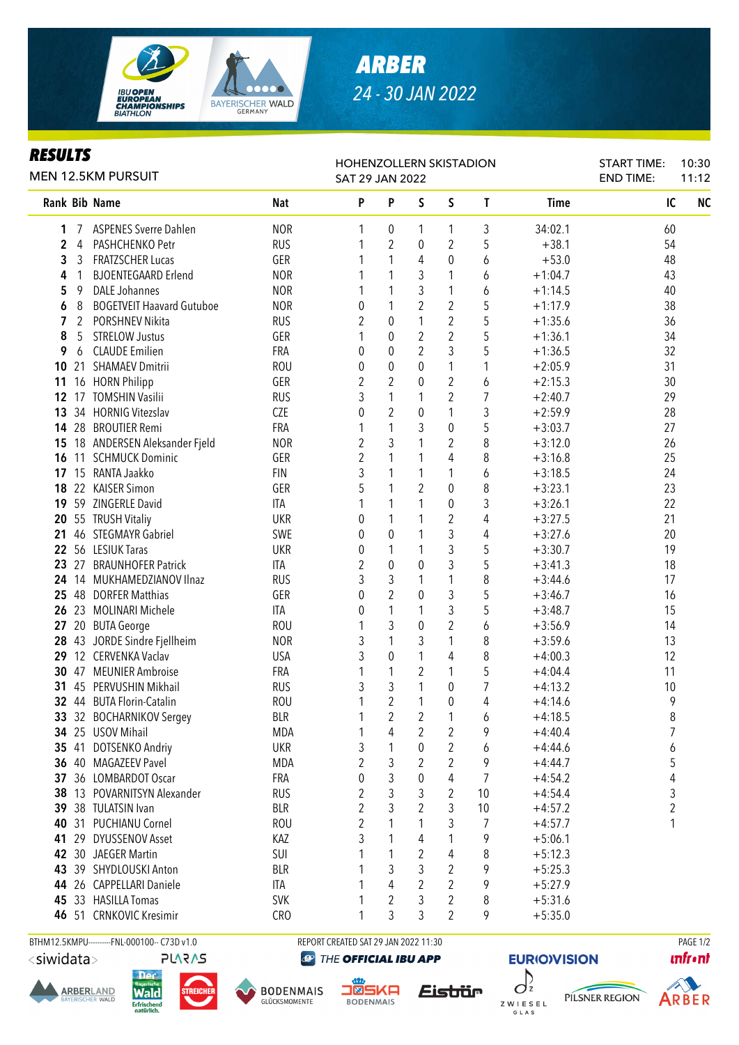# ARBER

24 - 30 JAN 2022

## RESULTS

MEN 12.5KM PURSUIT

HOHENZOLLERN SKISTADION
SAT 29 JAN 2022

START TIME: 10:30
END TIME: 11:12

| Rank | Bib | Name | Nat | P | P | S | S | T | Time | IC | NC |
|---|---|---|---|---|---|---|---|---|---|---|---|
| 1 | 7 | ASPENES Sverre Dahlen | NOR | 1 | 0 | 1 | 1 | 3 | 34:02.1 | 60 | |
| 2 | 4 | PASHCHENKO Petr | RUS | 1 | 2 | 0 | 2 | 5 | +38.1 | 54 | |
| 3 | 3 | FRATZSCHER Lucas | GER | 1 | 1 | 4 | 0 | 6 | +53.0 | 48 | |
| 4 | 1 | BJOENTEGAARD Erlend | NOR | 1 | 1 | 3 | 1 | 6 | +1:04.7 | 43 | |
| 5 | 9 | DALE Johannes | NOR | 1 | 1 | 3 | 1 | 6 | +1:14.5 | 40 | |
| 6 | 8 | BOGETVEIT Haavard Gutuboe | NOR | 0 | 1 | 2 | 2 | 5 | +1:17.9 | 38 | |
| 7 | 2 | PORSHNEV Nikita | RUS | 2 | 0 | 1 | 2 | 5 | +1:35.6 | 36 | |
| 8 | 5 | STRELOW Justus | GER | 1 | 0 | 2 | 2 | 5 | +1:36.1 | 34 | |
| 9 | 6 | CLAUDE Emilien | FRA | 0 | 0 | 2 | 3 | 5 | +1:36.5 | 32 | |
| 10 | 21 | SHAMAEV Dmitrii | ROU | 0 | 0 | 0 | 1 | 1 | +2:05.9 | 31 | |
| 11 | 16 | HORN Philipp | GER | 2 | 2 | 0 | 2 | 6 | +2:15.3 | 30 | |
| 12 | 17 | TOMSHIN Vasilii | RUS | 3 | 1 | 1 | 2 | 7 | +2:40.7 | 29 | |
| 13 | 34 | HORNIG Vitezslav | CZE | 0 | 2 | 0 | 1 | 3 | +2:59.9 | 28 | |
| 14 | 28 | BROUTIER Remi | FRA | 1 | 1 | 3 | 0 | 5 | +3:03.7 | 27 | |
| 15 | 18 | ANDERSEN Aleksander Fjeld | NOR | 2 | 3 | 1 | 2 | 8 | +3:12.0 | 26 | |
| 16 | 11 | SCHMUCK Dominic | GER | 2 | 1 | 1 | 4 | 8 | +3:16.8 | 25 | |
| 17 | 15 | RANTA Jaakko | FIN | 3 | 1 | 1 | 1 | 6 | +3:18.5 | 24 | |
| 18 | 22 | KAISER Simon | GER | 5 | 1 | 2 | 0 | 8 | +3:23.1 | 23 | |
| 19 | 59 | ZINGERLE David | ITA | 1 | 1 | 1 | 0 | 3 | +3:26.1 | 22 | |
| 20 | 55 | TRUSH Vitaliy | UKR | 0 | 1 | 1 | 2 | 4 | +3:27.5 | 21 | |
| 21 | 46 | STEGMAYR Gabriel | SWE | 0 | 0 | 1 | 3 | 4 | +3:27.6 | 20 | |
| 22 | 56 | LESIUK Taras | UKR | 0 | 1 | 1 | 3 | 5 | +3:30.7 | 19 | |
| 23 | 27 | BRAUNHOFER Patrick | ITA | 2 | 0 | 0 | 3 | 5 | +3:41.3 | 18 | |
| 24 | 14 | MUKHAMEDZIANOV Ilnaz | RUS | 3 | 3 | 1 | 1 | 8 | +3:44.6 | 17 | |
| 25 | 48 | DORFER Matthias | GER | 0 | 2 | 0 | 3 | 5 | +3:46.7 | 16 | |
| 26 | 23 | MOLINARI Michele | ITA | 0 | 1 | 1 | 3 | 5 | +3:48.7 | 15 | |
| 27 | 20 | BUTA George | ROU | 1 | 3 | 0 | 2 | 6 | +3:56.9 | 14 | |
| 28 | 43 | JORDE Sindre Fjellheim | NOR | 3 | 1 | 3 | 1 | 8 | +3:59.6 | 13 | |
| 29 | 12 | CERVENKA Vaclav | USA | 3 | 0 | 1 | 4 | 8 | +4:00.3 | 12 | |
| 30 | 47 | MEUNIER Ambroise | FRA | 1 | 1 | 2 | 1 | 5 | +4:04.4 | 11 | |
| 31 | 45 | PERVUSHIN Mikhail | RUS | 3 | 3 | 1 | 0 | 7 | +4:13.2 | 10 | |
| 32 | 44 | BUTA Florin-Catalin | ROU | 1 | 2 | 1 | 0 | 4 | +4:14.6 | 9 | |
| 33 | 32 | BOCHARNIKOV Sergey | BLR | 1 | 2 | 2 | 1 | 6 | +4:18.5 | 8 | |
| 34 | 25 | USOV Mihail | MDA | 1 | 4 | 2 | 2 | 9 | +4:40.4 | 7 | |
| 35 | 41 | DOTSENKO Andriy | UKR | 3 | 1 | 0 | 2 | 6 | +4:44.6 | 6 | |
| 36 | 40 | MAGAZEEV Pavel | MDA | 2 | 3 | 2 | 2 | 9 | +4:44.7 | 5 | |
| 37 | 36 | LOMBARDOT Oscar | FRA | 0 | 3 | 0 | 4 | 7 | +4:54.2 | 4 | |
| 38 | 13 | POVARNITSYN Alexander | RUS | 2 | 3 | 3 | 2 | 10 | +4:54.4 | 3 | |
| 39 | 38 | TULATSIN Ivan | BLR | 2 | 3 | 2 | 3 | 10 | +4:57.2 | 2 | |
| 40 | 31 | PUCHIANU Cornel | ROU | 2 | 1 | 1 | 3 | 7 | +4:57.7 | 1 | |
| 41 | 29 | DYUSSENOV Asset | KAZ | 3 | 1 | 4 | 1 | 9 | +5:06.1 | | |
| 42 | 30 | JAEGER Martin | SUI | 1 | 1 | 2 | 4 | 8 | +5:12.3 | | |
| 43 | 39 | SHYDLOUSKI Anton | BLR | 1 | 3 | 3 | 2 | 9 | +5:25.3 | | |
| 44 | 26 | CAPPELLARI Daniele | ITA | 1 | 4 | 2 | 2 | 9 | +5:27.9 | | |
| 45 | 33 | HASILLA Tomas | SVK | 1 | 2 | 3 | 2 | 8 | +5:31.6 | | |
| 46 | 51 | CRNKOVIC Kresimir | CRO | 1 | 3 | 3 | 2 | 9 | +5:35.0 | | |

BTHM12.5KMPU----------FNL-000100-- C73D v1.0    REPORT CREATED SAT 29 JAN 2022 11:30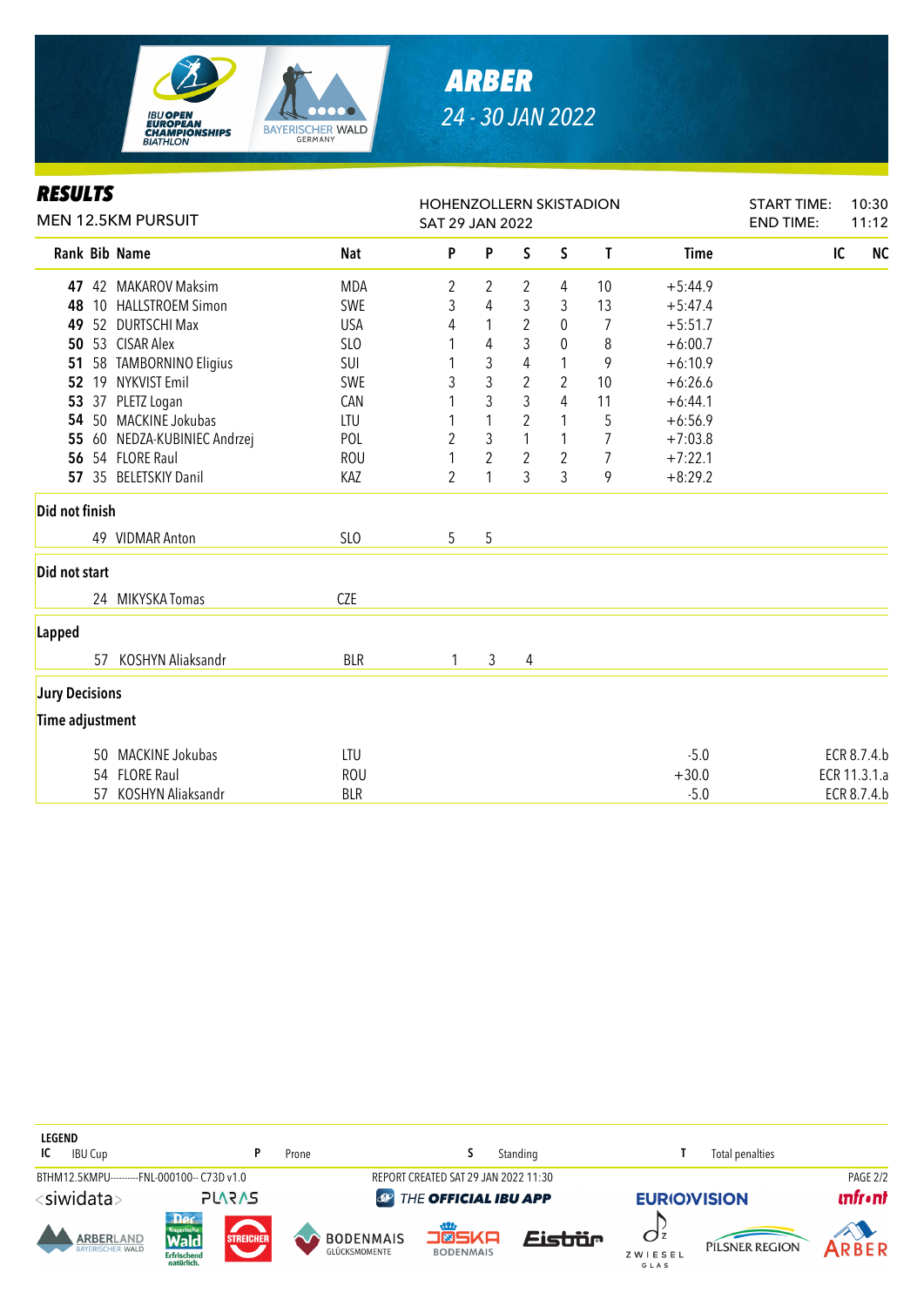# ARBER

24 - 30 JAN 2022

## RESULTS

MEN 12.5KM PURSUIT

HOHENZOLLERN SKISTADION
SAT 29 JAN 2022

START TIME: 10:30
END TIME: 11:12

| Rank | Bib | Name | Nat | P | P | S | S | T | Time | IC | NC |
|---|---|---|---|---|---|---|---|---|---|---|---|
| **47** | 42 | MAKAROV Maksim | MDA | 2 | 2 | 2 | 4 | 10 | +5:44.9 | | |
| **48** | 10 | HALLSTROEM Simon | SWE | 3 | 4 | 3 | 3 | 13 | +5:47.4 | | |
| **49** | 52 | DURTSCHI Max | USA | 4 | 1 | 2 | 0 | 7 | +5:51.7 | | |
| **50** | 53 | CISAR Alex | SLO | 1 | 4 | 3 | 0 | 8 | +6:00.7 | | |
| **51** | 58 | TAMBORNINO Eligius | SUI | 1 | 3 | 4 | 1 | 9 | +6:10.9 | | |
| **52** | 19 | NYKVIST Emil | SWE | 3 | 3 | 2 | 2 | 10 | +6:26.6 | | |
| **53** | 37 | PLETZ Logan | CAN | 1 | 3 | 3 | 4 | 11 | +6:44.1 | | |
| **54** | 50 | MACKINE Jokubas | LTU | 1 | 1 | 2 | 1 | 5 | +6:56.9 | | |
| **55** | 60 | NEDZA-KUBINIEC Andrzej | POL | 2 | 3 | 1 | 1 | 7 | +7:03.8 | | |
| **56** | 54 | FLORE Raul | ROU | 1 | 2 | 2 | 2 | 7 | +7:22.1 | | |
| **57** | 35 | BELETSKIY Danil | KAZ | 2 | 1 | 3 | 3 | 9 | +8:29.2 | | |

### Did not finish

| Bib | Name | Nat | P | P |
|---|---|---|---|---|
| 49 | VIDMAR Anton | SLO | 5 | 5 |

### Did not start

| Bib | Name | Nat |
|---|---|---|
| 24 | MIKYSKA Tomas | CZE |

### Lapped

| Bib | Name | Nat | P | P | S |
|---|---|---|---|---|---|
| 57 | KOSHYN Aliaksandr | BLR | 1 | 3 | 4 |

### Jury Decisions

#### Time adjustment

| Bib | Name | Nat | Time | Rule |
|---|---|---|---|---|
| 50 | MACKINE Jokubas | LTU | -5.0 | ECR 8.7.4.b |
| 54 | FLORE Raul | ROU | +30.0 | ECR 11.3.1.a |
| 57 | KOSHYN Aliaksandr | BLR | -5.0 | ECR 8.7.4.b |

**LEGEND**

IC IBU Cup    P Prone    S Standing    T Total penalties

BTHM12.5KMPU----------FNL-000100-- C73D v1.0    REPORT CREATED SAT 29 JAN 2022 11:30